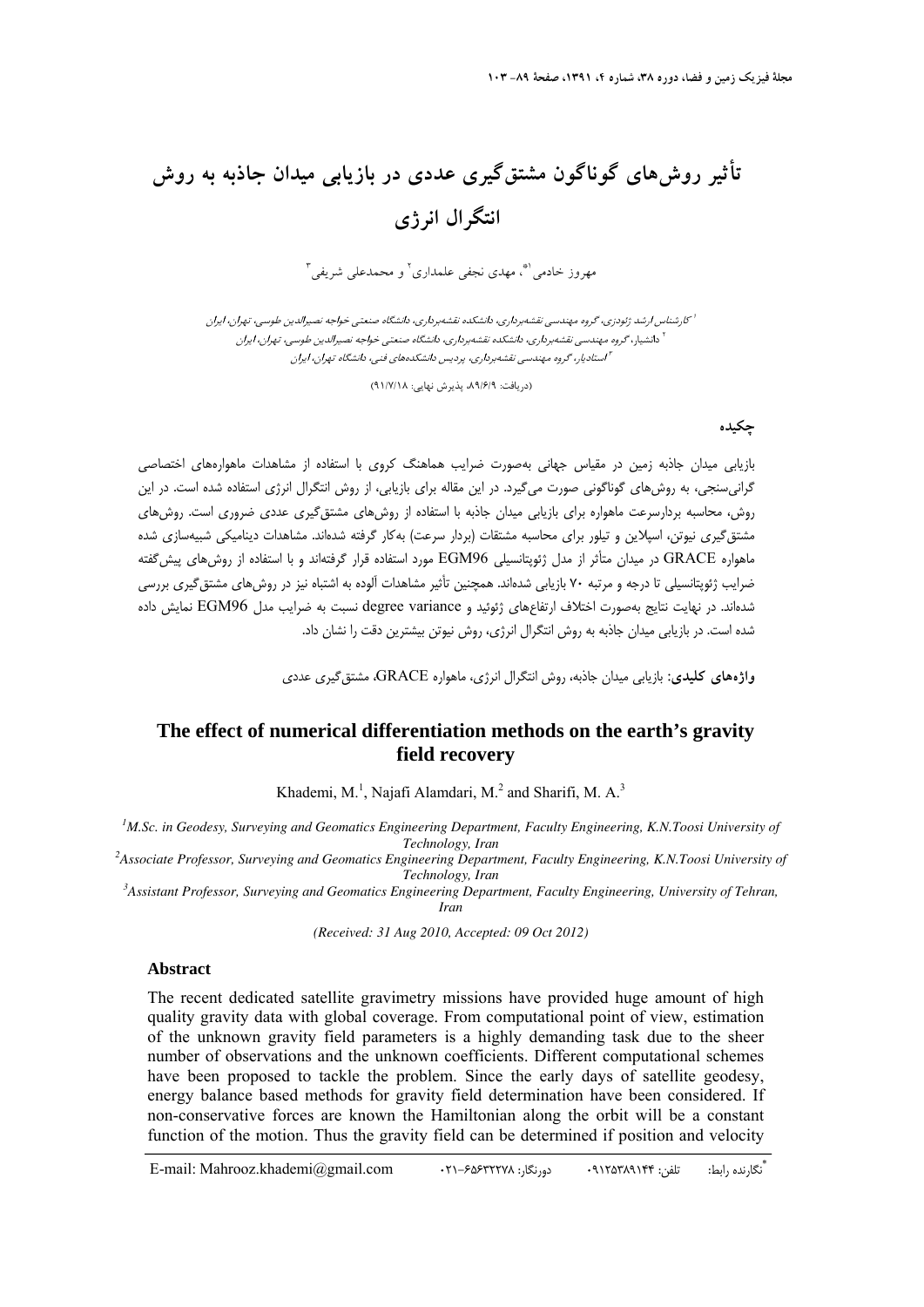# تأثیر روش‌های گوناگون مشتق‌گیری عددی در بازیابی میدان جاذبه به روش انتگرال انرژی

مهروز خادمی[1*]، مهدی نجفی علمداری[2] و محمدعلی شریفی[3]

[1] کارشناس ارشد ژئودزی، گروه مهندسی نقشه‌برداری، دانشکده نقشه‌برداری، دانشگاه صنعتی خواجه نصیرالدین طوسی، تهران، ایران

[2] دانشیار، گروه مهندسی نقشه‌برداری، دانشکده نقشه‌برداری، دانشگاه صنعتی خواجه نصیرالدین طوسی، تهران، ایران

[3] استادیار، گروه مهندسی نقشه‌برداری، پردیس دانشکده‌های فنی، دانشگاه تهران، ایران

(دریافت: ۸۹/۶/۹، پذیرش نهایی: ۹۱/۷/۱۸)

## چکیده

بازیابی میدان جاذبه زمین در مقیاس جهانی به‌صورت ضرایب هماهنگ کروی با استفاده از مشاهدات ماهواره‌های اختصاصی گرانی‌سنجی، به روش‌های گوناگونی صورت می‌گیرد. در این مقاله برای بازیابی، از روش انتگرال انرژی استفاده شده است. در این روش، محاسبه بردارسرعت ماهواره برای بازیابی میدان جاذبه با استفاده از روش‌های مشتق‌گیری عددی ضروری است. روش‌های مشتق‌گیری نیوتن، اسپلاین و تیلور برای محاسبه مشتقات (بردار سرعت) به‌کار گرفته شده‌اند. مشاهدات دینامیکی شبیه‌سازی شده ماهواره GRACE در میدان متأثر از مدل ژئوپتانسیلی EGM96 مورد استفاده قرار گرفته‌اند و با استفاده از روش‌های پیش‌گفته ضرایب ژئوپتانسیلی تا درجه و مرتبه ۷۰ بازیابی شده‌اند. همچنین تأثیر مشاهدات آلوده به اشتباه نیز در روش‌های مشتق‌گیری بررسی شده‌اند. در نهایت نتایج به‌صورت اختلاف ارتفاع‌های ژئوئید و degree variance نسبت به ضرایب مدل EGM96 نمایش داده شده است. در بازیابی میدان جاذبه به روش انتگرال انرژی، روش نیوتن بیشترین دقت را نشان داد.

**واژه‌های کلیدی:** بازیابی میدان جاذبه، روش انتگرال انرژی، ماهواره GRACE، مشتق‌گیری عددی

# The effect of numerical differentiation methods on the earth's gravity field recovery

Khademi, M.[1], Najafi Alamdari, M.[2] and Sharifi, M. A.[3]

[1]M.Sc. in Geodesy, Surveying and Geomatics Engineering Department, Faculty Engineering, K.N.Toosi University of Technology, Iran

[2]Associate Professor, Surveying and Geomatics Engineering Department, Faculty Engineering, K.N.Toosi University of Technology, Iran

[3]Assistant Professor, Surveying and Geomatics Engineering Department, Faculty Engineering, University of Tehran, Iran

*(Received: 31 Aug 2010, Accepted: 09 Oct 2012)*

## Abstract

The recent dedicated satellite gravimetry missions have provided huge amount of high quality gravity data with global coverage. From computational point of view, estimation of the unknown gravity field parameters is a highly demanding task due to the sheer number of observations and the unknown coefficients. Different computational schemes have been proposed to tackle the problem. Since the early days of satellite geodesy, energy balance based methods for gravity field determination have been considered. If non-conservative forces are known the Hamiltonian along the orbit will be a constant function of the motion. Thus the gravity field can be determined if position and velocity

---

*نگارنده رابط: تلفن: ۰۹۱۲۵۳۸۹۱۴۴ دورنگار: ۶۵۶۳۲۲۷۸-۰۲۱ E-mail: Mahrooz.khademi@gmail.com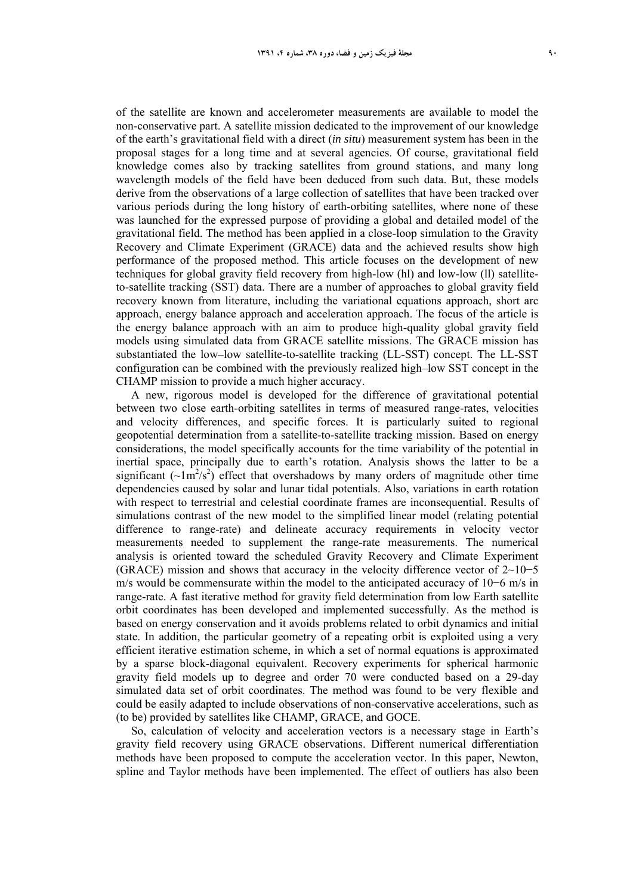of the satellite are known and accelerometer measurements are available to model the non-conservative part. A satellite mission dedicated to the improvement of our knowledge of the earth's gravitational field with a direct (*in situ*) measurement system has been in the proposal stages for a long time and at several agencies. Of course, gravitational field knowledge comes also by tracking satellites from ground stations, and many long wavelength models of the field have been deduced from such data. But, these models derive from the observations of a large collection of satellites that have been tracked over various periods during the long history of earth-orbiting satellites, where none of these was launched for the expressed purpose of providing a global and detailed model of the gravitational field. The method has been applied in a close-loop simulation to the Gravity Recovery and Climate Experiment (GRACE) data and the achieved results show high performance of the proposed method. This article focuses on the development of new techniques for global gravity field recovery from high-low (hl) and low-low (ll) satellite-to-satellite tracking (SST) data. There are a number of approaches to global gravity field recovery known from literature, including the variational equations approach, short arc approach, energy balance approach and acceleration approach. The focus of the article is the energy balance approach with an aim to produce high-quality global gravity field models using simulated data from GRACE satellite missions. The GRACE mission has substantiated the low–low satellite-to-satellite tracking (LL-SST) concept. The LL-SST configuration can be combined with the previously realized high–low SST concept in the CHAMP mission to provide a much higher accuracy.

A new, rigorous model is developed for the difference of gravitational potential between two close earth-orbiting satellites in terms of measured range-rates, velocities and velocity differences, and specific forces. It is particularly suited to regional geopotential determination from a satellite-to-satellite tracking mission. Based on energy considerations, the model specifically accounts for the time variability of the potential in inertial space, principally due to earth's rotation. Analysis shows the latter to be a significant ($\sim 1 m^2/s^2$) effect that overshadows by many orders of magnitude other time dependencies caused by solar and lunar tidal potentials. Also, variations in earth rotation with respect to terrestrial and celestial coordinate frames are inconsequential. Results of simulations contrast of the new model to the simplified linear model (relating potential difference to range-rate) and delineate accuracy requirements in velocity vector measurements needed to supplement the range-rate measurements. The numerical analysis is oriented toward the scheduled Gravity Recovery and Climate Experiment (GRACE) mission and shows that accuracy in the velocity difference vector of $2\sim 10^{-5}$ m/s would be commensurate within the model to the anticipated accuracy of $10^{-6}$ m/s in range-rate. A fast iterative method for gravity field determination from low Earth satellite orbit coordinates has been developed and implemented successfully. As the method is based on energy conservation and it avoids problems related to orbit dynamics and initial state. In addition, the particular geometry of a repeating orbit is exploited using a very efficient iterative estimation scheme, in which a set of normal equations is approximated by a sparse block-diagonal equivalent. Recovery experiments for spherical harmonic gravity field models up to degree and order 70 were conducted based on a 29-day simulated data set of orbit coordinates. The method was found to be very flexible and could be easily adapted to include observations of non-conservative accelerations, such as (to be) provided by satellites like CHAMP, GRACE, and GOCE.

So, calculation of velocity and acceleration vectors is a necessary stage in Earth's gravity field recovery using GRACE observations. Different numerical differentiation methods have been proposed to compute the acceleration vector. In this paper, Newton, spline and Taylor methods have been implemented. The effect of outliers has also been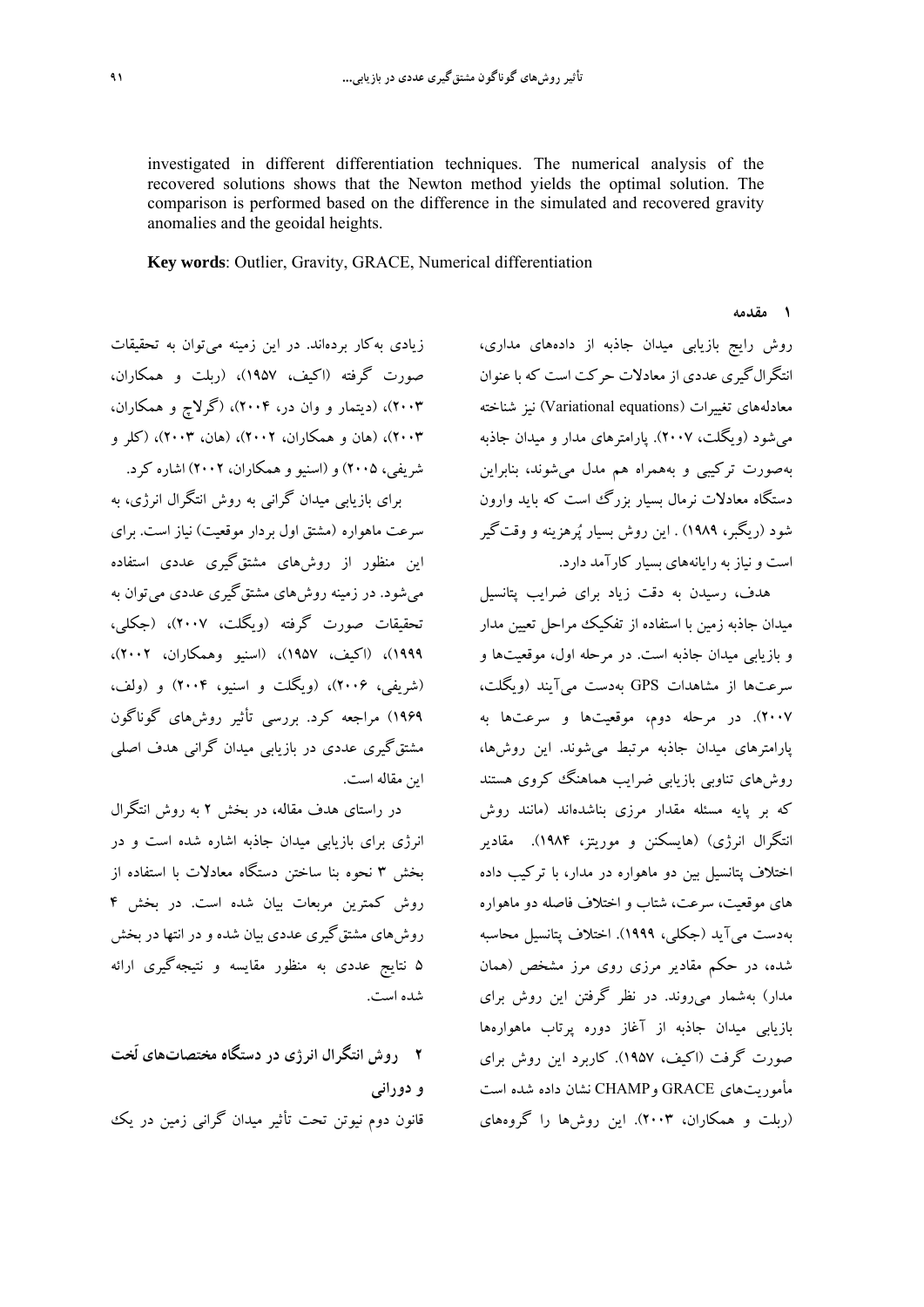investigated in different differentiation techniques. The numerical analysis of the recovered solutions shows that the Newton method yields the optimal solution. The comparison is performed based on the difference in the simulated and recovered gravity anomalies and the geoidal heights.

**Key words**: Outlier, Gravity, GRACE, Numerical differentiation

## ۱ مقدمه

روش رایج بازیابی میدان جاذبه از داده‌های مداری، انتگرال‌گیری عددی از معادلات حرکت است که با عنوان معادله‌های تغییرات (Variational equations) نیز شناخته می‌شود (ویگلت، ۲۰۰۷). پارامترهای مدار و میدان جاذبه به‌صورت ترکیبی و به‌همراه هم مدل می‌شوند، بنابراین دستگاه معادلات نرمال بسیار بزرگ است که باید وارون شود (ریگبر، ۱۹۸۹) . این روش بسیار پُرهزینه و وقت‌گیر است و نیاز به رایانه‌های بسیار کارآمد دارد.

هدف، رسیدن به دقت زیاد برای ضرایب پتانسیل میدان جاذبه زمین با استفاده از تفکیک مراحل تعیین مدار و بازیابی میدان جاذبه است. در مرحله اول، موقعیت‌ها و سرعت‌ها از مشاهدات GPS به‌دست می‌آیند (ویگلت، ۲۰۰۷). در مرحله دوم، موقعیت‌ها و سرعت‌ها به پارامترهای میدان جاذبه مرتبط می‌شوند. این روش‌ها، روش‌های تناوبی بازیابی ضرایب هماهنگ کروی هستند که بر پایه مسئله مقدار مرزی بناشده‌اند (مانند روش انتگرال انرژی) (هایسکنن و موریتز، ۱۹۸۴). مقادیر اختلاف پتانسیل بین دو ماهواره در مدار، با ترکیب داده های موقعیت، سرعت، شتاب و اختلاف فاصله دو ماهواره به‌دست می‌آید (جکلی، ۱۹۹۹). اختلاف پتانسیل محاسبه شده، در حکم مقادیر مرزی روی مرز مشخص (همان مدار) به‌شمار می‌روند. در نظر گرفتن این روش برای بازیابی میدان جاذبه از آغاز دوره پرتاب ماهواره‌ها صورت گرفت (اکیف، ۱۹۵۷). کاربرد این روش برای مأموریت‌های GRACE و CHAMP نشان داده شده است (ربلت و همکاران، ۲۰۰۳). این روش‌ها را گروه‌های زیادی به‌کار برده‌اند. در این زمینه می‌توان به تحقیقات صورت گرفته (اکیف، ۱۹۵۷)، (ربلت و همکاران، ۲۰۰۳)، (دیتمار و وان در، ۲۰۰۴)، (گرلاچ و همکاران، ۲۰۰۳)، (هان و همکاران، ۲۰۰۲)، (هان، ۲۰۰۳)، (کلر و شریفی، ۲۰۰۵) و (اسنیو و همکاران، ۲۰۰۲) اشاره کرد.

برای بازیابی میدان گرانی به روش انتگرال انرژی، به سرعت ماهواره (مشتق اول بردار موقعیت) نیاز است. برای این منظور از روش‌های مشتق‌گیری عددی استفاده می‌شود. در زمینه روش‌های مشتق‌گیری عددی می‌توان به تحقیقات صورت گرفته (ویگلت، ۲۰۰۷)، (جکلی، ۱۹۹۹)، (اکیف، ۱۹۵۷)، (اسنیو وهمکاران، ۲۰۰۲)، (شریفی، ۲۰۰۶)، (ویگلت و اسنیو، ۲۰۰۴) و (ولف، ۱۹۶۹) مراجعه کرد. بررسی تأثیر روش‌های گوناگون مشتق‌گیری عددی در بازیابی میدان گرانی هدف اصلی این مقاله است.

در راستای هدف مقاله، در بخش ۲ به روش انتگرال انرژی برای بازیابی میدان جاذبه اشاره شده است و در بخش ۳ نحوه بنا ساختن دستگاه معادلات با استفاده از روش کمترین مربعات بیان شده است. در بخش ۴ روش‌های مشتق‌گیری عددی بیان شده و در انتها در بخش ۵ نتایج عددی به منظور مقایسه و نتیجه‌گیری ارائه شده است.

## ۲ روش انتگرال انرژی در دستگاه مختصات‌های لَخت و دورانی

قانون دوم نیوتن تحت تأثیر میدان گرانی زمین در یک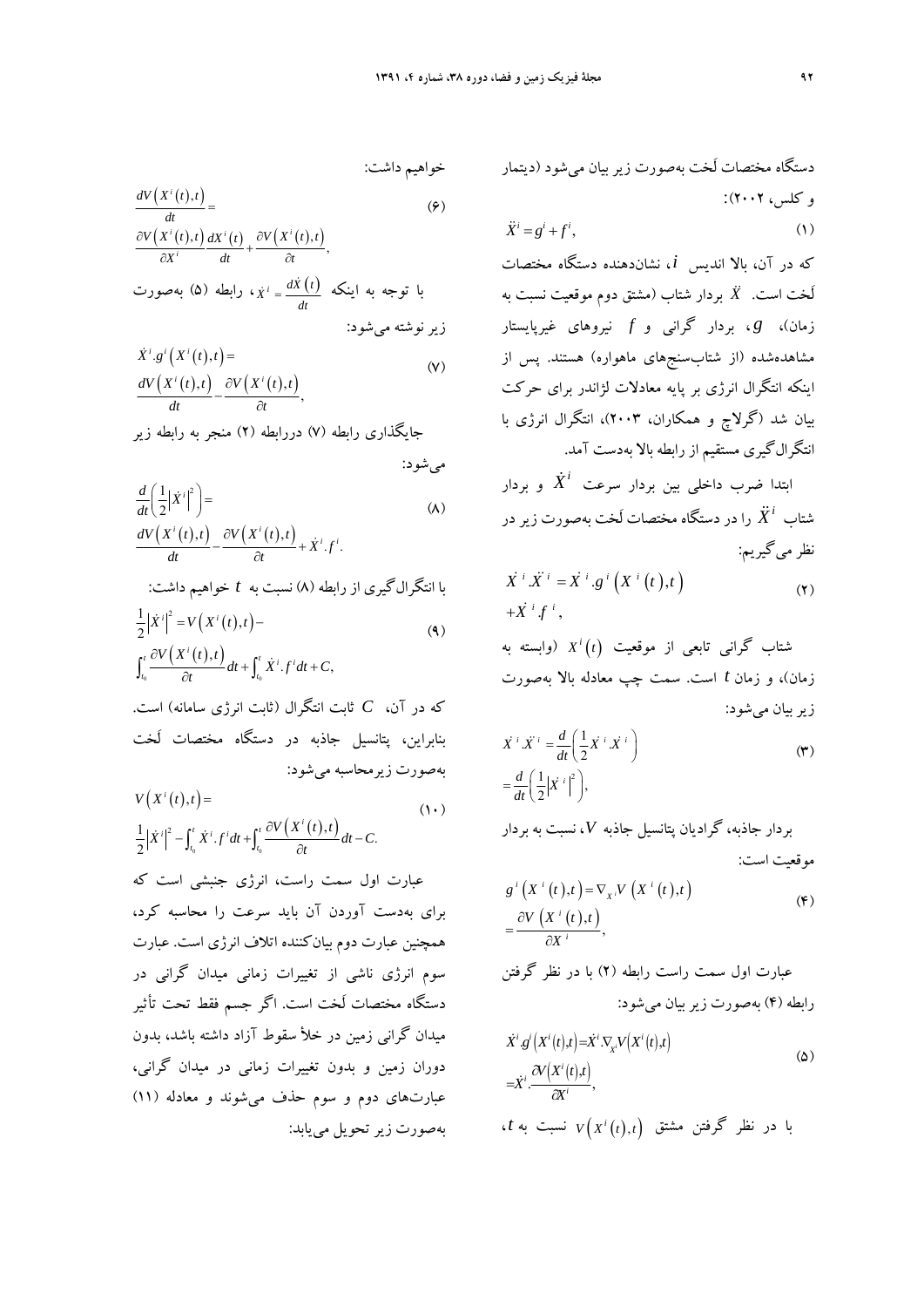دستگاه مختصات لَخت به‌صورت زیر بیان می‌شود (دیتمار و کلس، ۲۰۰۲):

$$\ddot{X}^i = g^i + f^i, \tag{1}$$

که در آن، بالا اندیس $i$، نشان‌دهنده دستگاه مختصات لَخت است. $\ddot{X}$ بردار شتاب (مشتق دوم موقعیت نسبت به زمان)، $g$، بردار گرانی و $f$ نیروهای غیرپایستار مشاهده‌شده (از شتاب‌سنج‌های ماهواره) هستند. پس از اینکه انتگرال انرژی بر پایه معادلات لژاندر برای حرکت بیان شد (گرلاچ و همکاران، ۲۰۰۳)، انتگرال انرژی با انتگرال‌گیری مستقیم از رابطه بالا به‌دست آمد.

ابتدا ضرب داخلی بین بردار سرعت $\dot{X}^i$ و بردار شتاب $\ddot{X}^i$ را در دستگاه مختصات لَخت به‌صورت زیر در نظر می‌گیریم:

$$\dot{X}^i.\ddot{X}^i = \dot{X}^i.g^i\left(X^i(t),t\right) + \dot{X}^i.f^i, \tag{2}$$

شتاب گرانی تابعی از موقعیت $X^i(t)$ (وابسته به زمان)، و زمان $t$ است. سمت چپ معادله بالا به‌صورت زیر بیان می‌شود:

$$\dot{X}^i.\ddot{X}^i = \frac{d}{dt}\left(\frac{1}{2}\dot{X}^i.\dot{X}^i\right) = \frac{d}{dt}\left(\frac{1}{2}\left|\dot{X}^i\right|^2\right), \tag{3}$$

بردار جاذبه، گرادیان پتانسیل جاذبه $V$، نسبت به بردار موقعیت است:

$$g^i\left(X^i(t),t\right) = \nabla_{X^i}V\left(X^i(t),t\right) = \frac{\partial V\left(X^i(t),t\right)}{\partial X^i}, \tag{4}$$

عبارت اول سمت راست رابطه (۲) با در نظر گرفتن رابطه (۴) به‌صورت زیر بیان می‌شود:

$$\dot{X}^i.g^i\left(X^i(t),t\right) = \dot{X}^i.\nabla_{X^i}V\left(X^i(t),t\right) = \dot{X}^i.\frac{\partial V\left(X^i(t),t\right)}{\partial X^i}, \tag{5}$$

با در نظر گرفتن مشتق $V\left(X^i(t),t\right)$ نسبت به $t$، خواهیم داشت:

$$\frac{dV\left(X^i(t),t\right)}{dt} = \frac{\partial V\left(X^i(t),t\right)}{\partial X^i}\frac{dX^i(t)}{dt} + \frac{\partial V\left(X^i(t),t\right)}{\partial t}, \tag{6}$$

با توجه به اینکه $\dot{X}^i = \frac{dX(t)}{dt}$، رابطه (۵) به‌صورت زیر نوشته می‌شود:

$$\dot{X}^i.g^i\left(X^i(t),t\right) = \frac{dV\left(X^i(t),t\right)}{dt} - \frac{\partial V\left(X^i(t),t\right)}{\partial t}, \tag{7}$$

جایگذاری رابطه (۷) دررابطه (۲) منجر به رابطه زیر می‌شود:

$$\frac{d}{dt}\left(\frac{1}{2}\left|\dot{X}^i\right|^2\right) = \frac{dV\left(X^i(t),t\right)}{dt} - \frac{\partial V\left(X^i(t),t\right)}{\partial t} + \dot{X}^i.f^i. \tag{8}$$

با انتگرال‌گیری از رابطه (۸) نسبت به $t$ خواهیم داشت:

$$\frac{1}{2}\left|\dot{X}^i\right|^2 = V\left(X^i(t),t\right) - \int_{t_0}^{t}\frac{\partial V\left(X^i(t),t\right)}{\partial t}dt + \int_{t_0}^{t}\dot{X}^i.f^i dt + C, \tag{9}$$

که در آن، $C$ ثابت انتگرال (ثابت انرژی سامانه) است. بنابراین، پتانسیل جاذبه در دستگاه مختصات لَخت به‌صورت زیرمحاسبه می‌شود:

$$V\left(X^i(t),t\right) = \frac{1}{2}\left|\dot{X}^i\right|^2 - \int_{t_0}^{t}\dot{X}^i.f^i dt + \int_{t_0}^{t}\frac{\partial V\left(X^i(t),t\right)}{\partial t}dt - C. \tag{10}$$

عبارت اول سمت راست، انرژی جنبشی است که برای به‌دست آوردن آن باید سرعت را محاسبه کرد، همچنین عبارت دوم بیان‌کننده اتلاف انرژی است. عبارت سوم انرژی ناشی از تغییرات زمانی میدان گرانی در دستگاه مختصات لَخت است. اگر جسم فقط تحت تأثیر میدان گرانی زمین در خلأ سقوط آزاد داشته باشد، بدون دوران زمین و بدون تغییرات زمانی در میدان گرانی، عبارت‌های دوم و سوم حذف می‌شوند و معادله (۱۱) به‌صورت زیر تحویل می‌یابد: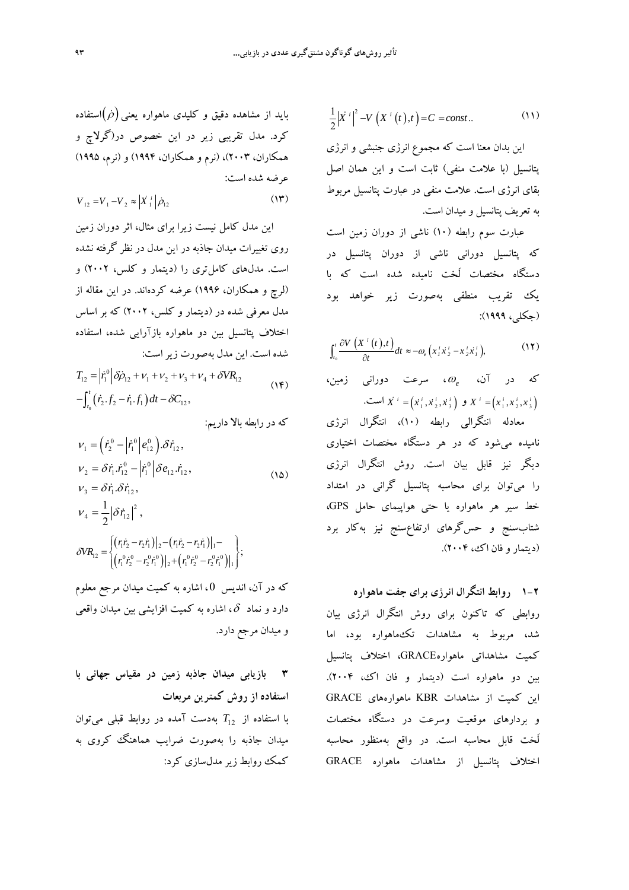$$\frac{1}{2}\left|\dot{X}^{\,i}\right|^2 - V\left(X^{\,i}(t),t\right) = C = const.. \qquad (۱۱)$$

این بدان معنا است که مجموع انرژی جنبشی و انرژی پتانسیل (با علامت منفی) ثابت است و این همان اصل بقای انرژی است. علامت منفی در عبارت پتانسیل مربوط به تعریف پتانسیل و میدان است.

عبارت سوم رابطه (۱۰) ناشی از دوران زمین است که پتانسیل دورانی ناشی از دوران پتانسیل در دستگاه مختصات لَخت نامیده شده است که با یک تقریب منطقی به‌صورت زیر خواهد بود (جکلی، ۱۹۹۹):

$$\int_{t_0}^{t} \frac{\partial V\left(X^{\,i}(t),t\right)}{\partial t}dt \approx -\omega_e\left(x_1^i \dot{x}_2^i - x_2^i \dot{x}_1^i\right), \qquad (۱۲)$$

که در آن، $\omega_e$، سرعت دورانی زمین، $X^{\,i} = \left(x_1^i, x_2^i, x_3^i\right)$ و $\dot{X}^{\,i} = \left(\dot{x}_1^i, \dot{x}_2^i, \dot{x}_3^i\right)$ است.

معادله انتگرالی رابطه (۱۰)، انتگرال انرژی نامیده می‌شود که در هر دستگاه مختصات اختیاری دیگر نیز قابل بیان است. روش انتگرال انرژی را می‌توان برای محاسبه پتانسیل گرانی در امتداد خط سیر هر ماهواره یا حتی هواپیمای حامل GPS، شتاب‌سنج و حس‌گرهای ارتفاع‌سنج نیز به‌کار برد (دیتمار و فان اک، ۲۰۰۴).

## ۲-۱ روابط انتگرال انرژی برای جفت ماهواره

روابطی که تاکنون برای روش انتگرال انرژی بیان شد، مربوط به مشاهدات تک‌ماهواره بود، اما کمیت مشاهداتی ماهوارهGRACE، اختلاف پتانسیل بین دو ماهواره است (دیتمار و فان اک، ۲۰۰۴). این کمیت از مشاهدات KBR ماهواره‌های GRACE و بردارهای موقعیت وسرعت در دستگاه مختصات لَخت قابل محاسبه است. در واقع به‌منظور محاسبه اختلاف پتانسیل از مشاهدات ماهواره GRACE باید از مشاهده دقیق و کلیدی ماهواره یعنی $\left(\dot{\rho}\right)$استفاده کرد. مدل تقریبی زیر در این خصوص در(گرلاچ و همکاران، ۲۰۰۳)، (نرم و همکاران، ۱۹۹۴) و (نرم، ۱۹۹۵) عرضه شده است:

$$V_{12} = V_1 - V_2 \approx \left|\dot{X}_1^{\,i}\right|\dot{\rho}_{12} \qquad (۱۳)$$

این مدل کامل نیست زیرا برای مثال، اثر دوران زمین روی تغییرات میدان جاذبه در این مدل در نظر گرفته نشده است. مدل‌های کامل‌تری را (دیتمار و کلس، ۲۰۰۲) و (لرچ و همکاران، ۱۹۹۶) عرضه کرده‌اند. در این مقاله از مدل معرفی شده در (دیتمار و کلس، ۲۰۰۲) که بر اساس اختلاف پتانسیل بین دو ماهواره بازآرایی شده، استفاده شده است. این مدل به‌صورت زیر است:

$$T_{12} = \left|\dot{r}_1^0\right|\delta\dot{\rho}_{12} + \nu_1 + \nu_2 + \nu_3 + \nu_4 + \delta VR_{12} - \int_{t_0}^{t}\left(\dot{r}_2 \cdot f_2 - \dot{r}_1 \cdot f_1\right)dt - \delta C_{12}, \qquad (۱۴)$$

که در رابطه بالا داریم:

$$\begin{aligned}
\nu_1 &= \left(\dot{r}_2^0 - \left|\dot{r}_1^0\right| e_{12}^0\right).\delta\dot{r}_{12},\\
\nu_2 &= \delta\dot{r}_1.\dot{r}_{12}^0 - \left|\dot{r}_1^0\right|\delta e_{12}.\dot{r}_{12},\\
\nu_3 &= \delta\dot{r}_1.\delta\dot{r}_{12},\\
\nu_4 &= \frac{1}{2}\left|\delta\dot{r}_{12}\right|^2,\\
\delta VR_{12} &= \begin{Bmatrix} \left(r_1\dot{r}_2 - r_2\dot{r}_1\right)\big|_2 - \left(r_1\dot{r}_2 - r_2\dot{r}_1\right)\big|_1 - \\ \left(r_1^0\dot{r}_2^0 - r_2^0\dot{r}_1^0\right)\big|_2 + \left(r_1^0\dot{r}_2^0 - r_2^0\dot{r}_1^0\right)\big|_1 \end{Bmatrix};
\end{aligned} \qquad (۱۵)$$

که در آن، اندیس $0$، اشاره به کمیت میدان مرجع معلوم دارد و نماد $\delta$، اشاره به کمیت افزایشی بین میدان واقعی و میدان مرجع دارد.

# ۳ بازیابی میدان جاذبه زمین در مقیاس جهانی با استفاده از روش کمترین مربعات

با استفاده از $T_{12}$ به‌دست آمده در روابط قبلی می‌توان میدان جاذبه را به‌صورت ضرایب هماهنگ کروی به کمک روابط زیر مدل‌سازی کرد: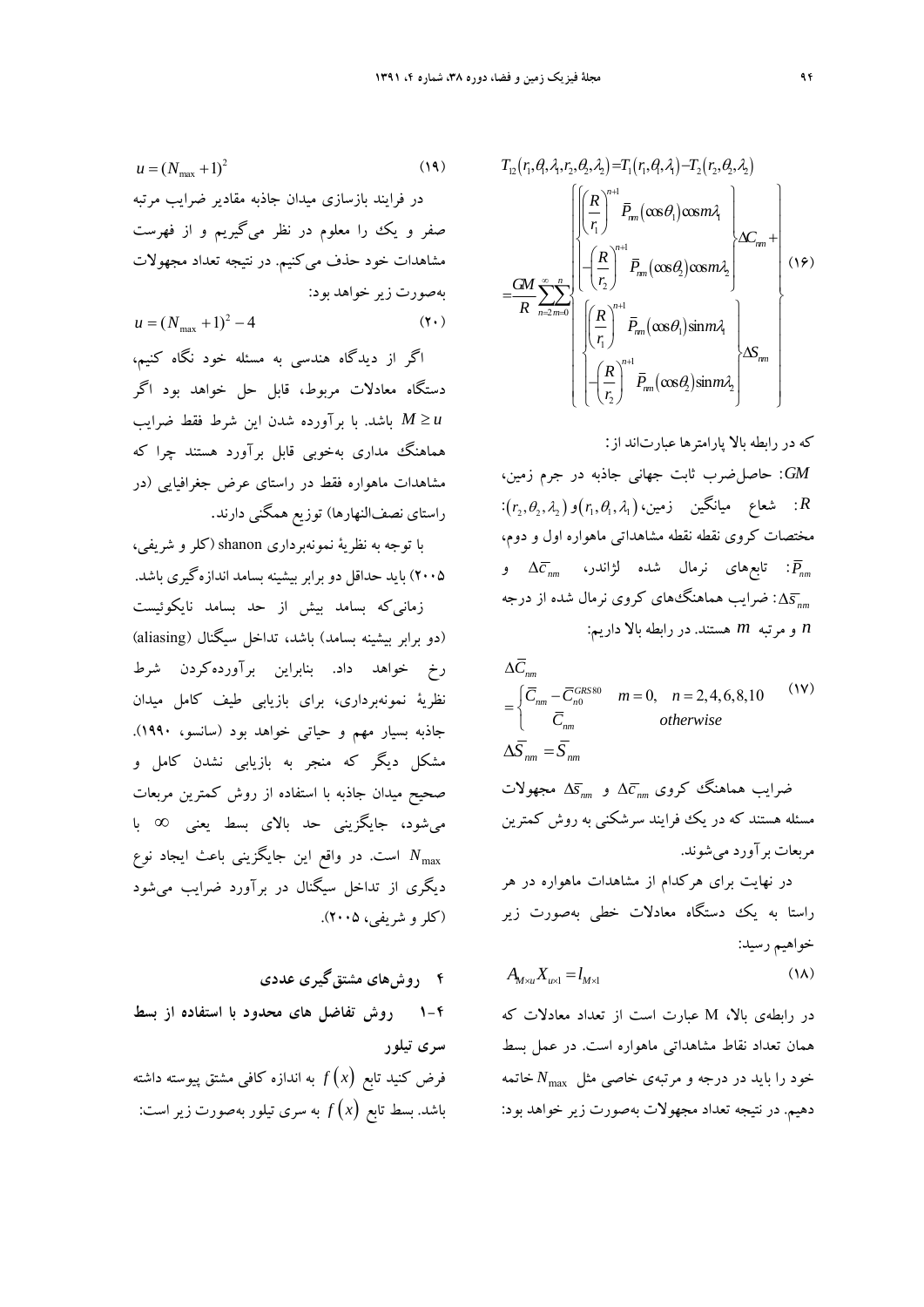$$T_{12}(r_1,\theta_1,\lambda_1,r_2,\theta_2,\lambda_2)=T_1(r_1,\theta_1,\lambda_1)-T_2(r_2,\theta_2,\lambda_2)$$

$$=\frac{GM}{R}\sum_{n=2}^{\infty}\sum_{m=0}^{n}\left\{\begin{bmatrix}\left(\frac{R}{r_1}\right)^{n+1}\bar{P}_{nm}(\cos\theta_1)\cos m\lambda_1\\-\left(\frac{R}{r_2}\right)^{n+1}\bar{P}_{nm}(\cos\theta_2)\cos m\lambda_2\end{bmatrix}\Delta C_{nm}+\begin{bmatrix}\left(\frac{R}{r_1}\right)^{n+1}\bar{P}_{nm}(\cos\theta_1)\sin m\lambda_1\\-\left(\frac{R}{r_2}\right)^{n+1}\bar{P}_{nm}(\cos\theta_2)\sin m\lambda_2\end{bmatrix}\Delta S_{nm}\right\} \quad (۱۶)$$

که در رابطه بالا پارامترها عبارت‌اند از:

$GM$: حاصل‌ضرب ثابت جهانی جاذبه در جرم زمین، $R$: شعاع میانگین زمین، $(r_1,\theta_1,\lambda_1)$ و $(r_2,\theta_2,\lambda_2)$: مختصات کروی نقطه نقطه مشاهداتی ماهواره اول و دوم، $\bar{P}_{nm}$: تابع‌های نرمال شده لژاندر، $\Delta\bar{c}_{nm}$ و $\Delta\bar{s}_{nm}$: ضرایب هماهنگ‌های کروی نرمال شده از درجه $n$ و مرتبه $m$ هستند. در رابطه بالا داریم:

$$\Delta\bar{C}_{nm}=\begin{cases}\bar{C}_{nm}-\bar{C}_{n0}^{GRS80} & m=0,\quad n=2,4,6,8,10\\ \bar{C}_{nm} & otherwise\end{cases} \quad (۱۷)$$

$$\Delta\bar{S}_{nm}=\bar{S}_{nm}$$

ضرایب هماهنگ کروی $\Delta\bar{c}_{nm}$ و $\Delta\bar{s}_{nm}$ مجهولات مسئله هستند که در یک فرایند سرشکنی به روش کمترین مربعات برآورد می‌شوند.

در نهایت برای هرکدام از مشاهدات ماهواره در هر راستا به یک دستگاه معادلات خطی به‌صورت زیر خواهیم رسید:

$$A_{M\times u}X_{u\times 1}=l_{M\times 1} \quad (۱۸)$$

در رابطه‌ی بالا، M عبارت است از تعداد معادلات که همان تعداد نقاط مشاهداتی ماهواره است. در عمل بسط خود را باید در درجه و مرتبه‌ی خاصی مثل $N_{\max}$ خاتمه دهیم. در نتیجه تعداد مجهولات به‌صورت زیر خواهد بود:

$$u=(N_{\max}+1)^2 \quad (۱۹)$$

در فرایند بازسازی میدان جاذبه مقادیر ضرایب مرتبه صفر و یک را معلوم در نظر می‌گیریم و از فهرست مشاهدات خود حذف می‌کنیم. در نتیجه تعداد مجهولات به‌صورت زیر خواهد بود:

$$u=(N_{\max}+1)^2-4 \quad (۲۰)$$

اگر از دیدگاه هندسی به مسئله خود نگاه کنیم، دستگاه معادلات مربوط، قابل حل خواهد بود اگر $M\geq u$ باشد. با برآورده شدن این شرط فقط ضرایب هماهنگ مداری به‌خوبی قابل برآورد هستند چرا که مشاهدات ماهواره فقط در راستای عرض جغرافیایی (در راستای نصف‌النهارها) توزیع همگنی دارند.

با توجه به نظریهٔ نمونه‌برداری shanon (کلر و شریفی، ۲۰۰۵) باید حداقل دو برابر بیشینه بسامد اندازه‌گیری باشد. زمانی‌که بسامد بیش از حد بسامد نایکوئیست (دو برابر بیشینه بسامد) باشد، تداخل سیگنال (aliasing) رخ خواهد داد. بنابراین برآورده‌کردن شرط نظریهٔ نمونه‌برداری، برای بازیابی طیف کامل میدان جاذبه بسیار مهم و حیاتی خواهد بود (سانسو، ۱۹۹۰). مشکل دیگر که منجر به بازیابی نشدن کامل و صحیح میدان جاذبه با استفاده از روش کمترین مربعات می‌شود، جایگزینی حد بالای بسط یعنی $\infty$ با $N_{\max}$ است. در واقع این جایگزینی باعث ایجاد نوع دیگری از تداخل سیگنال در برآورد ضرایب می‌شود (کلر و شریفی، ۲۰۰۵).

## ۴ روش‌های مشتق‌گیری عددی

### ۴-۱ روش تفاضل های محدود با استفاده از بسط سری تیلور

فرض کنید تابع $f(x)$ به اندازه کافی مشتق پیوسته داشته باشد. بسط تابع $f(x)$ به سری تیلور به‌صورت زیر است: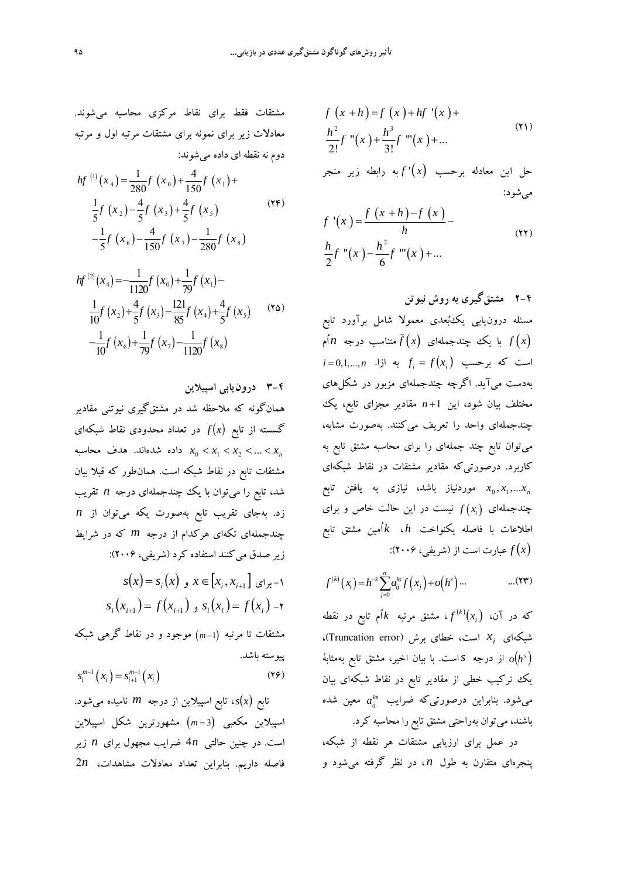$$f\left(x+h\right)=f\left(x\right)+hf'\left(x\right)+\frac{h^2}{2!}f''\left(x\right)+\frac{h^3}{3!}f'''\left(x\right)+... \quad (۲۱)$$

حل این معادله برحسب $f'\left(x\right)$ به رابطه زیر منجر می‌شود:

$$f'\left(x\right)=\frac{f\left(x+h\right)-f\left(x\right)}{h}-\frac{h}{2}f''\left(x\right)-\frac{h^2}{6}f'''\left(x\right)+... \quad (۲۲)$$

### ۴-۲ مشتق‌گیری به روش نیوتن

مسئله درون‌یابی یک‌بُعدی معمولا شامل برآورد تابع $f\left(x\right)$ با یک چندجمله‌ای $\tilde{f}\left(x\right)$ متناسب درجه $n$اُم است که برحسب $f_i=f\left(x_i\right)$ به ازا $i=0,1,...,n$ به‌دست می‌آید. اگرچه چندجمله‌ای مزبور در شکل‌های مختلف بیان شود، این $n+1$ مقادیر مجزای تابع، یک چندجمله‌ای واحد را تعریف می‌کنند. به‌صورت مشابه، می‌توان تابع چند جمله‌ای را برای محاسبه مشتق تابع به کاربرد. درصورتی‌که مقادیر مشتقات در نقاط شبکه‌ای $x_0,x_1,...x_n$ موردنیاز باشد، نیازی به یافتن تابع چندجمله‌ای $f\left(x_i\right)$ نیست در این حالت خاص و برای اطلاعات با فاصله یکنواخت $h$، $k$اُمین مشتق تابع $f\left(x\right)$ عبارت است از (شریفی، ۲۰۰۶):

$$f^{(k)}\left(x_i\right)=h^{-k}\sum_{j=0}^{n}a_{ij}^{ks}f\left(x_j\right)+o\left(h^s\right)... \quad ...(۲۳)$$

که در آن، $f^{(k)}\left(x_i\right)$، مشتق مرتبه $k$اُم تابع در نقطه شبکه‌ای $x_i$ است، خطای برش (Truncation error)، $o\left(h^s\right)$ از درجه $s$ است. با بیان اخیر، مشتق تابع به‌مثابهٔ یک ترکیب خطی از مقادیر تابع در نقاط شبکه‌ای بیان می‌شود. بنابراین درصورتی‌که ضرایب $a_{ij}^{ks}$ معین شده باشند، می‌توان به‌راحتی مشتق تابع را محاسبه کرد.

در عمل برای ارزیابی مشتقات هر نقطه از شبکه، پنجره‌ای متقارن به طول $n$، در نظر گرفته می‌شود و مشتقات فقط برای نقاط مرکزی محاسبه می‌شوند. معادلات زیر برای نمونه برای مشتقات مرتبه اول و مرتبه دوم نه نقطه ای داده می‌شوند:

$$hf^{(1)}\left(x_4\right)=\frac{1}{280}f\left(x_0\right)+\frac{4}{150}f\left(x_1\right)+\frac{1}{5}f\left(x_2\right)-\frac{4}{5}f\left(x_3\right)+\frac{4}{5}f\left(x_5\right)-\frac{1}{5}f\left(x_6\right)-\frac{4}{150}f\left(x_7\right)-\frac{1}{280}f\left(x_8\right) \quad (۲۴)$$

$$hf^{(2)}\left(x_4\right)=-\frac{1}{1120}f\left(x_0\right)+\frac{1}{79}f\left(x_1\right)-\frac{1}{10}f\left(x_2\right)+\frac{4}{5}f\left(x_3\right)-\frac{121}{85}f\left(x_4\right)+\frac{4}{5}f\left(x_5\right)-\frac{1}{10}f\left(x_6\right)+\frac{1}{79}f\left(x_7\right)-\frac{1}{1120}f\left(x_8\right) \quad (۲۵)$$

### ۴-۳ درون‌یابی اسپیلاین

همان‌گونه که ملاحظه شد در مشتق‌گیری نیوتنی مقادیر گسسته از تابع $f(x)$ در تعداد محدودی نقاط شبکه‌ای $x_0<x_1<x_2<...<x_n$ داده شده‌اند. هدف محاسبه مشتقات تابع در نقاط شبکه است. همان‌طور که قبلا بیان شد، تابع را می‌توان با یک چندجمله‌ای درجه $n$ تقریب زد. به‌جای تقریب تابع به‌صورت یکه می‌توان از $n$ چندجمله‌ای تکه‌ای هرکدام از درجه $m$ که در شرایط زیر صدق می‌کنند استفاده کرد (شریفی، ۲۰۰۶):

۱- برای $x\in\left[x_i,x_{i+1}\right]$ و $s(x)=s_i\left(x\right)$

۲- $s_i\left(x_i\right)=f\left(x_i\right)$ و $s_i\left(x_{i+1}\right)=f\left(x_{i+1}\right)$

مشتقات تا مرتبه $(m-1)$ موجود و در نقاط گرهی شبکه پیوسته باشد.

$$s_i^{m-1}\left(x_i\right)=s_{i+1}^{m-1}\left(x_i\right) \quad (۲۶)$$

تابع $s(x)$، تابع اسپیلاین از درجه $m$ نامیده می‌شود. اسپیلاین مکعبی $(m=3)$ مشهورترین شکل اسپیلاین است. در چنین حالتی $4n$ ضرایب مجهول برای $n$ زیر فاصله داریم. بنابراین تعداد معادلات مشاهدات، $2n$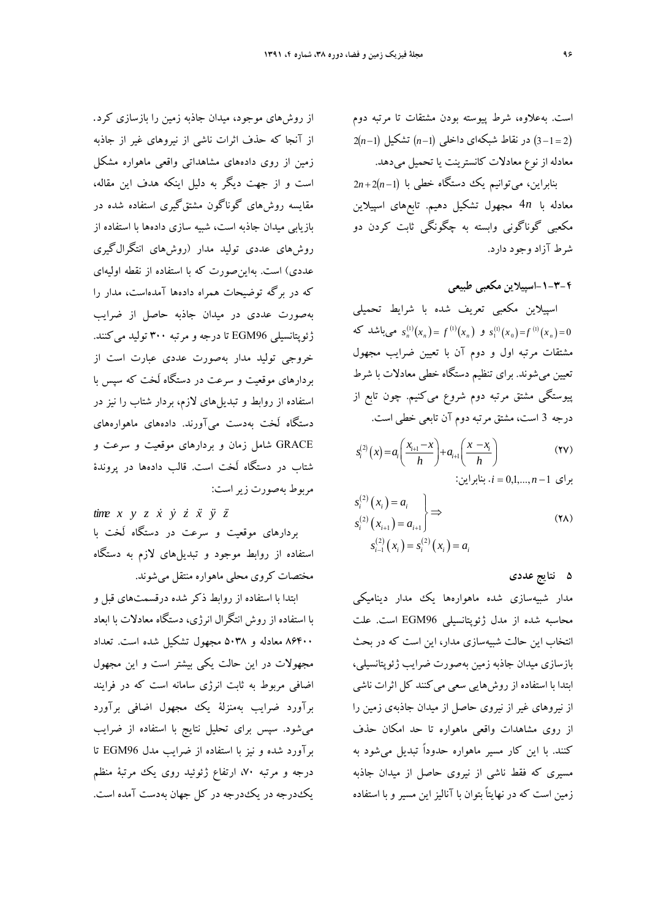است. به‌علاوه، شرط پیوسته بودن مشتقات تا مرتبه دوم $(3-1=2)$ در نقاط شبکه‌ای داخلی $(n-1)$ تشکیل $2(n-1)$ معادله از نوع معادلات کانسترینت یا تحمیل می‌دهد.

بنابراین، می‌توانیم یک دستگاه خطی با $2n+2(n-1)$ معادله با $4n$ مجهول تشکیل دهیم. تابع‌های اسپیلاین مکعبی گوناگونی وابسته به چگونگی ثابت کردن دو شرط آزاد وجود دارد.

### ۴-۳-۱-اسپیلاین مکعبی طبیعی

اسپیلاین مکعبی تعریف شده با شرایط تحمیلی $s_n^{(1)}(x_n)=f^{(1)}(x_n)$ و $s_1^{(1)}(x_0)=f^{(1)}(x_n)=0$ می‌باشد که مشتقات مرتبه اول و دوم آن با تعیین ضرایب مجهول تعیین می‌شوند. برای تنظیم دستگاه خطی معادلات با شرط پیوستگی مشتق مرتبه دوم شروع می‌کنیم. چون تابع از درجه 3 است، مشتق مرتبه دوم آن تابعی خطی است.

$$s_i^{(2)}(x)=a_i\left(\frac{x_{i+1}-x}{h}\right)+a_{i+1}\left(\frac{x-x_i}{h}\right) \tag{۲۷}$$

برای $i=0,1,...,n-1$. بنابراین:

$$\left.\begin{aligned} s_i^{(2)}(x_i)&=a_i \\ s_i^{(2)}(x_{i+1})&=a_{i+1} \end{aligned}\right\} \Rightarrow \quad s_{i-1}^{(2)}(x_i)=s_i^{(2)}(x_i)=a_i \tag{۲۸}$$

## ۵ نتایج عددی

مدار شبیه‌سازی شده ماهواره‌ها یک مدار دینامیکی محاسبه شده از مدل ژئوپتانسیلی EGM96 است. علت انتخاب این حالت شبیه‌سازی مدار، این است که در بحث بازسازی میدان جاذبه زمین به‌صورت ضرایب ژئوپتانسیلی، ابتدا با استفاده از روش‌هایی سعی می‌کنند کل اثرات ناشی از نیروهای غیر از نیروی حاصل از میدان جاذبه‌ی زمین را از روی مشاهدات واقعی ماهواره تا حد امکان حذف کنند. با این کار مسیر ماهواره حدوداً تبدیل می‌شود به مسیری که فقط ناشی از نیروی حاصل از میدان جاذبه زمین است که در نهایتاً بتوان با آنالیز این مسیر و با استفاده از روش‌های موجود، میدان جاذبه زمین را بازسازی کرد. از آنجا که حذف اثرات ناشی از نیروهای غیر از جاذبه زمین از روی داده‌های مشاهداتی واقعی ماهواره مشکل است و از جهت دیگر به دلیل اینکه هدف این مقاله، مقایسه روش‌های گوناگون مشتق‌گیری استفاده شده در بازیابی میدان جاذبه است، شبیه سازی داده‌ها با استفاده از روش‌های عددی تولید مدار (روش‌های انتگرال‌گیری عددی) است. به‌این‌صورت که با استفاده از نقطه اولیه‌ای که در برگه توضیحات همراه داده‌ها آمده‌است، مدار را به‌صورت عددی در میدان جاذبه حاصل از ضرایب ژئوپتانسیلی EGM96 تا درجه و مرتبه ۳۰۰ تولید می‌کنند. خروجی تولید مدار به‌صورت عددی عبارت است از بردارهای موقعیت و سرعت در دستگاه لَخت که سپس با استفاده از روابط و تبدیل‌های لازم، بردار شتاب را نیز در دستگاه لَخت به‌دست می‌آورند. داده‌های ماهواره‌های GRACE شامل زمان و بردارهای موقعیت و سرعت و شتاب در دستگاه لَخت است. قالب داده‌ها در پروندهٔ مربوط به‌صورت زیر است:

$time\ x\ y\ z\ \dot{x}\ \dot{y}\ \dot{z}\ \ddot{x}\ \ddot{y}\ \ddot{z}$

بردارهای موقعیت و سرعت در دستگاه لَخت با استفاده از روابط موجود و تبدیل‌های لازم به دستگاه مختصات کروی محلی ماهواره منتقل می‌شوند.

ابتدا با استفاده از روابط ذکر شده درقسمت‌های قبل و با استفاده از روش انتگرال انرژی، دستگاه معادلات با ابعاد ۸۶۴۰۰ معادله و ۵۰۳۸ مجهول تشکیل شده است. تعداد مجهولات در این حالت یکی بیشتر است و این مجهول اضافی مربوط به ثابت انرژی سامانه است که در فرایند برآورد ضرایب به‌منزلهٔ یک مجهول اضافی برآورد می‌شود. سپس برای تحلیل نتایج با استفاده از ضرایب برآورد شده و نیز با استفاده از ضرایب مدل EGM96 تا درجه و مرتبه ۷۰، ارتفاع ژئوئید روی یک مرتبهٔ منظم یک‌درجه در یک‌درجه در کل جهان به‌دست آمده است.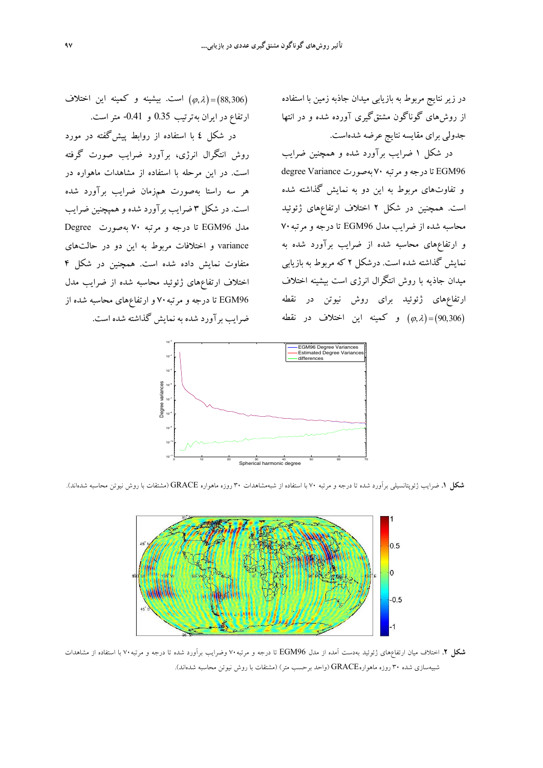در زیر نتایج مربوط به بازیابی میدان جاذبه زمین با استفاده از روش‌های گوناگون مشتق‌گیری آورده شده و در انتها جدولی برای مقایسه نتایج عرضه شده‌است.

در شکل ۱ ضرایب برآورد شده و همچنین ضرایب EGM96 تا درجه و مرتبه ۷۰ به‌صورت degree Variance و تفاوت‌های مربوط به این دو به نمایش گذاشته شده است. همچنین در شکل ۲ اختلاف ارتفاع‌های ژئوئید محاسبه شده از ضرایب مدل EGM96 تا درجه و مرتبه ۷۰ و ارتفاع‌های محاسبه شده از ضرایب برآورد شده به نمایش گذاشته شده است. درشکل ۲ که مربوط به بازیابی میدان جاذبه با روش انتگرال انرژی است بیشینه اختلاف ارتفاع‌های ژئوئید برای روش نیوتن در نقطه $(\varphi,\lambda)=(90,306)$ و کمینه این اختلاف در نقطه $(\varphi,\lambda)=(88,306)$ است. بیشینه و کمینه این اختلاف ارتفاع در ایران به‌ترتیب 0.35 و 0.41- متر است.

در شکل ٤ با استفاده از روابط پیش‌گفته در مورد روش انتگرال انرژی، برآورد ضرایب صورت گرفته است. در این مرحله با استفاده از مشاهدات ماهواره در هر سه راستا به‌صورت همزمان ضرایب برآورد شده است. در شکل ۳ ضرایب برآورد شده و همچنین ضرایب مدل EGM96 تا درجه و مرتبه ۷۰ به‌صورت Degree variance و اختلافات مربوط به این دو در حالت‌های متفاوت نمایش داده شده است. همچنین در شکل ۴ اختلاف ارتفاع‌های ژئوئید محاسبه شده از ضرایب مدل EGM96 تا درجه و مرتبه ۷۰ و ارتفاع‌های محاسبه شده از ضرایب برآورد شده به نمایش گذاشته شده است.

**شکل ۱.** ضرایب ژئوپتانسیلی برآورد شده تا درجه و مرتبه ۷۰ با استفاده از شبه‌مشاهدات ۳۰ روزه ماهواره GRACE (مشتقات با روش نیوتن محاسبه شده‌اند).

**شکل ۲.** اختلاف میان ارتفاع‌های ژئوئید به‌دست آمده از مدل EGM96 تا درجه و مرتبه ۷۰ وضرایب برآورد شده تا درجه و مرتبه ۷۰ با استفاده از مشاهدات شبیه‌سازی شده ۳۰ روزه ماهوارهGRACE (واحد برحسب متر) (مشتقات با روش نیوتن محاسبه شده‌اند).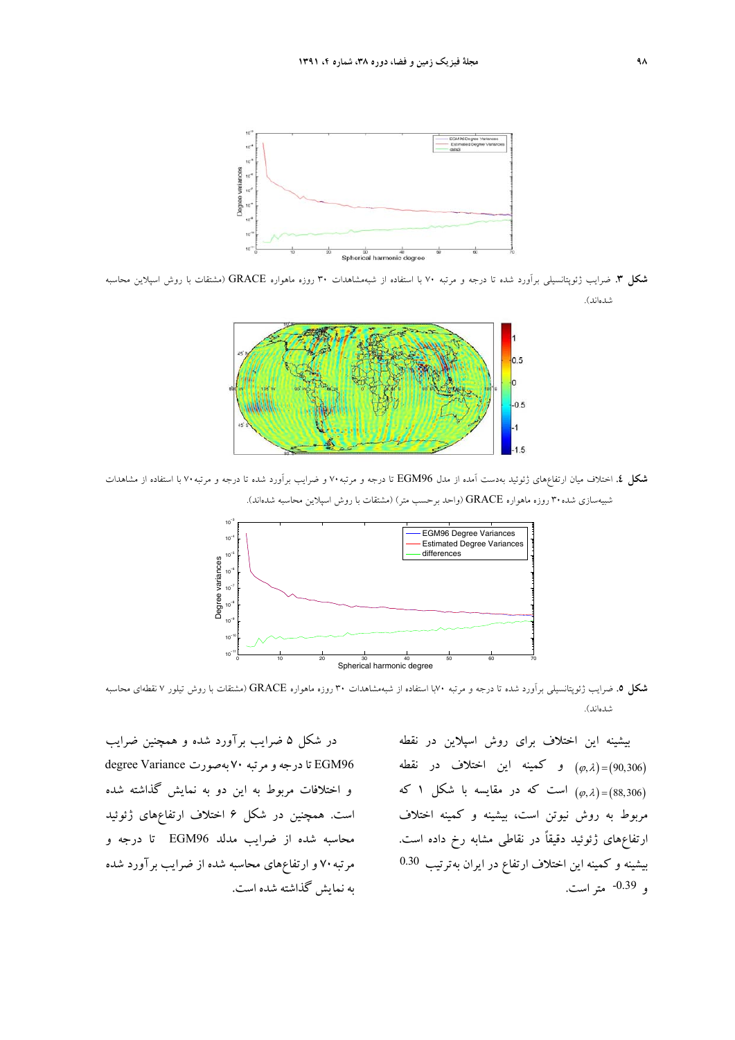**شکل ۳.** ضرایب ژئوپتانسیلی برآورد شده تا درجه و مرتبه ۷۰ با استفاده از شبه‌مشاهدات ۳۰ روزه ماهواره GRACE (مشتقات با روش اسپلاین محاسبه شده‌اند).

**شکل ٤.** اختلاف میان ارتفاع‌های ژئوئید به‌دست آمده از مدل EGM96 تا درجه و مرتبه۷۰ و ضرایب برآورد شده تا درجه و مرتبه۷۰ با استفاده از مشاهدات شبیه‌سازی شده۳۰ روزه ماهواره GRACE (واحد برحسب متر) (مشتقات با روش اسپلاین محاسبه شده‌اند).

**شکل ٥.** ضرایب ژئوپتانسیلی برآورد شده تا درجه و مرتبه ۷۰با استفاده از شبه‌مشاهدات ۳۰ روزه ماهواره GRACE (مشتقات با روش تیلور ۷ نقطه‌ای محاسبه شده‌اند).

بیشینه این اختلاف برای روش اسپلاین در نقطه $(\varphi,\lambda)=(90,306)$ و کمینه این اختلاف در نقطه $(\varphi,\lambda)=(88,306)$ است که در مقایسه با شکل ۱ که مربوط به روش نیوتن است، بیشینه و کمینه اختلاف ارتفاع‌های ژئوئید دقیقاً در نقاطی مشابه رخ داده است. بیشینه و کمینه این اختلاف ارتفاع در ایران به‌ترتیب 0.30 و -0.39 متر است.

در شکل ۵ ضرایب برآورد شده و همچنین ضرایب EGM96 تا درجه و مرتبه ۷۰ به‌صورت degree Variance و اختلافات مربوط به این دو به نمایش گذاشته شده است. همچنین در شکل ۶ اختلاف ارتفاع‌های ژئوئید محاسبه شده از ضرایب مدلد EGM96 تا درجه و مرتبه۷۰ و ارتفاع‌های محاسبه شده از ضرایب برآورد شده به نمایش گذاشته شده است.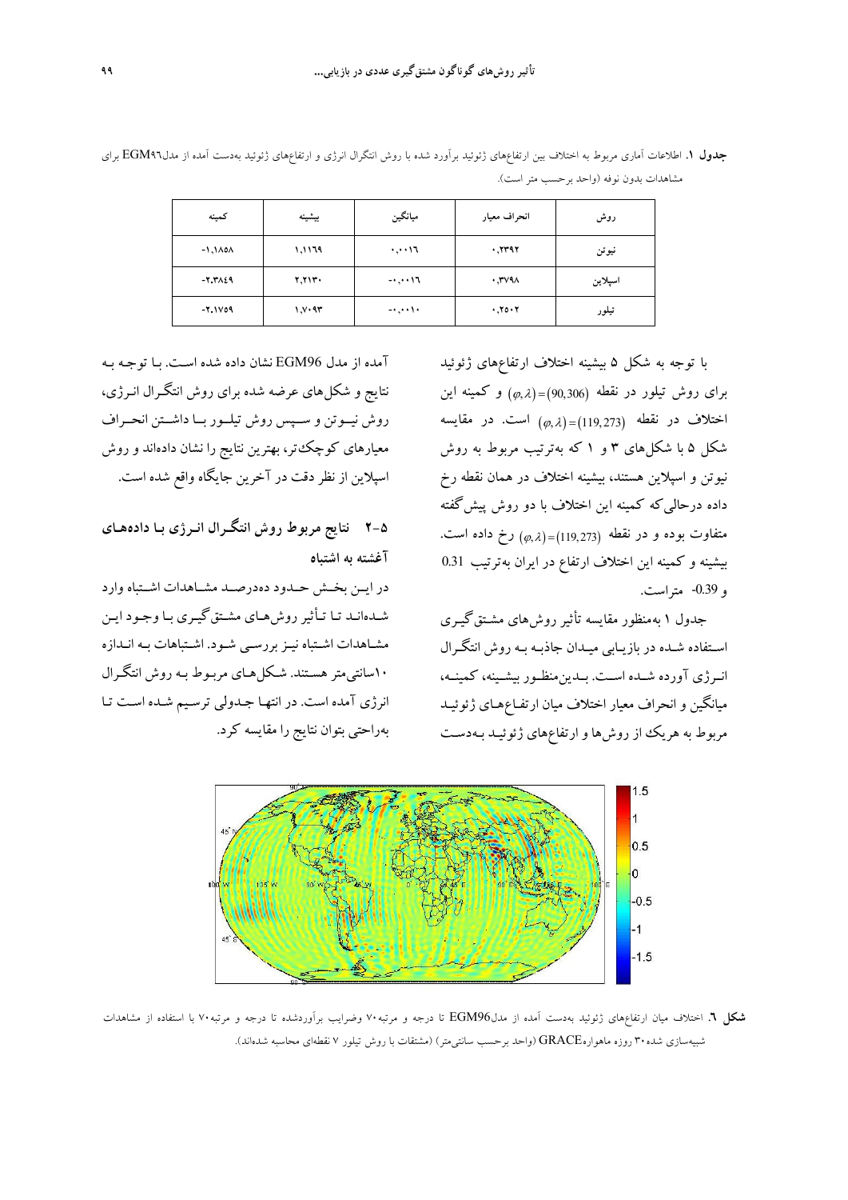**جدول ۱.** اطلاعات آماری مربوط به اختلاف بین ارتفاع‌های ژئوئید برآورد شده با روش انتگرال انرژی و ارتفاع‌های ژئوئید به‌دست آمده از مدلEGM۹۶ برای مشاهدات بدون نوفه (واحد برحسب متر است).

| روش | انحراف معیار | میانگین | بیشینه | کمینه |
|---|---|---|---|---|
| نیوتن | ۰٫۲۳۹۲ | ۰٫۰۰۱۶ | ۱٫۱۱۶۹ | -۱٫۱۸۵۸ |
| اسپلاین | ۰٫۳۷۹۸ | -۰٫۰۰۱۶ | ۲٫۲۱۳۰ | -۲٫۳۸۴۹ |
| تیلور | ۰٫۲۵۰۲ | -۰٫۰۰۱۰ | ۱٫۷۰۹۳ | -۲٫۱۷۵۹ |

با توجه به شکل ۵ بیشینه اختلاف ارتفاع‌های ژئوئید برای روش تیلور در نقطه $(\varphi,\lambda)=(90,306)$ و کمینه این اختلاف در نقطه $(\varphi,\lambda)=(119,273)$ است. در مقایسه شکل ۵ با شکل‌های ۳ و ۱ که به‌ترتیب مربوط به روش نیوتن و اسپلاین هستند، بیشینه اختلاف در همان نقطه رخ داده درحالی‌که کمینه این اختلاف با دو روش پیش‌گفته متفاوت بوده و در نقطه $(\varphi,\lambda)=(119,273)$ رخ داده است. بیشینه و کمینه این اختلاف ارتفاع در ایران به‌ترتیب 0.31 و 0.39- متراست.

جدول ۱ به‌منظور مقایسه تأثیر روش‌های مشتق‌گیری استفاده شده در بازیابی میدان جاذبه به روش انتگرال انرژی آورده شده است. بدین‌منظور بیشینه، کمینه، میانگین و انحراف معیار اختلاف میان ارتفاع‌های ژئوئید مربوط به هریک از روش‌ها و ارتفاع‌های ژئوئید به‌دست آمده از مدل EGM96 نشان داده شده است. با توجه به نتایج و شکل‌های عرضه شده برای روش انتگرال انرژی، روش نیوتن و سپس روش تیلور با داشتن انحراف معیارهای کوچک‌تر، بهترین نتایج را نشان داده‌اند و روش اسپلاین از نظر دقت در آخرین جایگاه واقع شده است.

### ۵-۲ نتایج مربوط روش انتگرال انرژی با داده‌های آغشته به اشتباه

در این بخش حدود ده‌درصد مشاهدات اشتباه وارد شده‌اند تا تأثیر روش‌های مشتق‌گیری با وجود این مشاهدات اشتباه نیز بررسی شود. اشتباهات به اندازه ۱۰سانتی‌متر هستند. شکل‌های مربوط به روش انتگرال انرژی آمده است. در انتها جدولی ترسیم شده است تا به‌راحتی بتوان نتایج را مقایسه کرد.

**شکل ۶.** اختلاف میان ارتفاع‌های ژئوئید به‌دست آمده از مدلEGM96 تا درجه و مرتبه۷۰ وضرایب برآوردشده تا درجه و مرتبه۷۰ با استفاده از مشاهدات شبیه‌سازی شده۳۰ روزه ماهوارهGRACE (واحد برحسب سانتی‌متر) (مشتقات با روش تیلور ۷ نقطه‌ای محاسبه شده‌اند).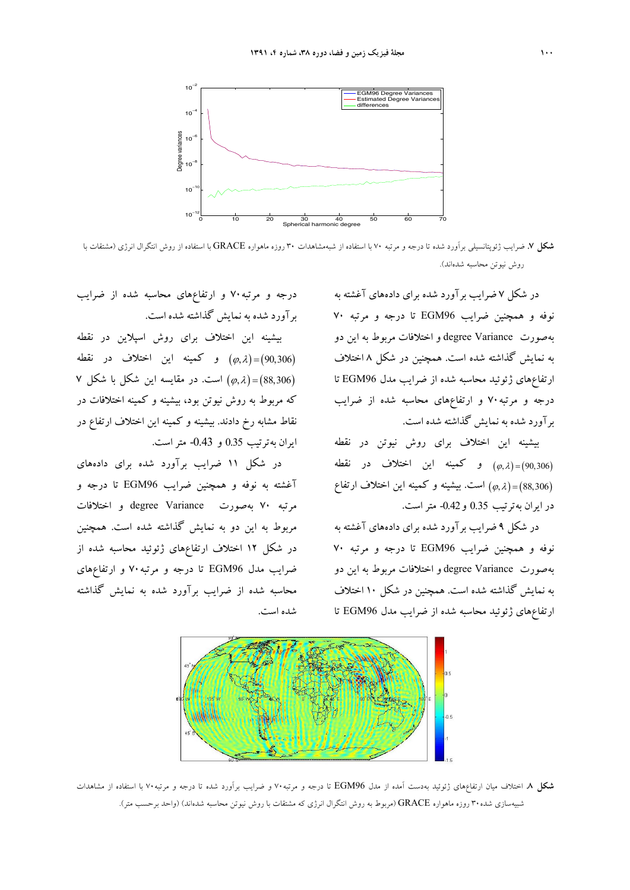**شکل ۷.** ضرایب ژئوپتانسیلی برآورد شده تا درجه و مرتبه ۷۰ با استفاده از شبه‌مشاهدات ۳۰ روزه ماهواره GRACE با استفاده از روش انتگرال انرژی (مشتقات با روش نیوتن محاسبه شده‌اند).

در شکل ۷ ضرایب برآورد شده برای داده‌های آغشته به نوفه و همچنین ضرایب EGM96 تا درجه و مرتبه ۷۰ به‌صورت degree Variance و اختلافات مربوط به این دو به نمایش گذاشته شده است. همچنین در شکل ۸ اختلاف ارتفاع‌های ژئوئید محاسبه شده از ضرایب مدل EGM96 تا درجه و مرتبه ۷۰ و ارتفاع‌های محاسبه شده از ضرایب برآورد شده به نمایش گذاشته شده است.

بیشینه این اختلاف برای روش نیوتن در نقطه $(\varphi,\lambda)=(90,306)$ و کمینه این اختلاف در نقطه $(\varphi,\lambda)=(88,306)$ است. بیشینه و کمینه این اختلاف ارتفاع در ایران به‌ترتیب 0.35 و 0.42- متر است.

در شکل ۹ ضرایب برآورد شده برای داده‌های آغشته به نوفه و همچنین ضرایب EGM96 تا درجه و مرتبه ۷۰ به‌صورت degree Variance و اختلافات مربوط به این دو به نمایش گذاشته شده است. همچنین در شکل ۱۰ اختلاف ارتفاع‌های ژئوئید محاسبه شده از ضرایب مدل EGM96 تا درجه و مرتبه ۷۰ و ارتفاع‌های محاسبه شده از ضرایب برآورد شده به نمایش گذاشته شده است.

بیشینه این اختلاف برای روش اسپلاین در نقطه $(\varphi,\lambda)=(90,306)$ و کمینه این اختلاف در نقطه $(\varphi,\lambda)=(88,306)$ است. در مقایسه این شکل با شکل ۷ که مربوط به روش نیوتن بود، بیشینه و کمینه اختلافات در نقاط مشابه رخ دادند. بیشینه و کمینه این اختلاف ارتفاع در ایران به‌ترتیب 0.35 و 0.43- متر است.

در شکل ۱۱ ضرایب برآورد شده برای داده‌های آغشته به نوفه و همچنین ضرایب EGM96 تا درجه و مرتبه ۷۰ به‌صورت degree Variance و اختلافات مربوط به این دو به نمایش گذاشته شده است. همچنین در شکل ۱۲ اختلاف ارتفاع‌های ژئوئید محاسبه شده از ضرایب مدل EGM96 تا درجه و مرتبه ۷۰ و ارتفاع‌های محاسبه شده از ضرایب برآورد شده به نمایش گذاشته شده است.

**شکل ۸.** اختلاف میان ارتفاع‌های ژئوئید به‌دست آمده از مدل EGM96 تا درجه و مرتبه۷۰ و ضرایب برآورد شده تا درجه و مرتبه۷۰ با استفاده از مشاهدات شبیه‌سازی شده۳۰ روزه ماهواره GRACE (مربوط به روش انتگرال انرژی که مشتقات با روش نیوتن محاسبه شده‌اند) (واحد برحسب متر).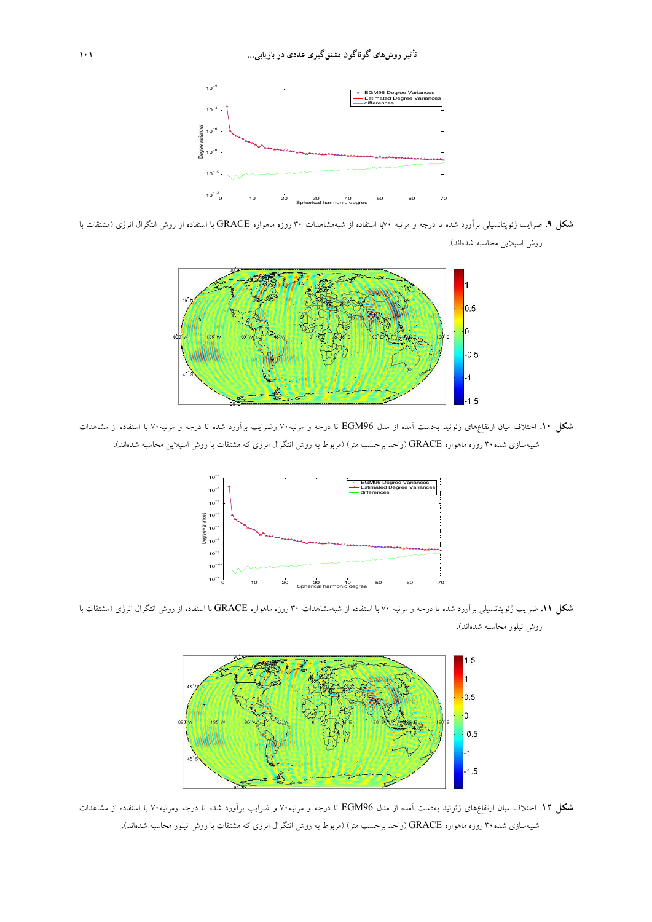**شکل ۹.** ضرایب ژئوپتانسیلی برآورد شده تا درجه و مرتبه ۷۰با استفاده از شبه‌مشاهدات ۳۰ روزه ماهواره GRACE با استفاده از روش انتگرال انرژی (مشتقات با روش اسپلاین محاسبه شده‌اند).

**شکل ۱۰.** اختلاف میان ارتفاع‌های ژئوئید به‌دست آمده از مدل EGM96 تا درجه و مرتبه۷۰ وضرایب برآورد شده تا درجه و مرتبه۷۰ با استفاده از مشاهدات شبیه‌سازی شده۳۰ روزه ماهواره GRACE (واحد برحسب متر) (مربوط به روش انتگرال انرژی که مشتقات با روش اسپلاین محاسبه شده‌اند).

**شکل ۱۱.** ضرایب ژئوپتانسیلی برآورد شده تا درجه و مرتبه ۷۰ با استفاده از شبه‌مشاهدات ۳۰ روزه ماهواره GRACE با استفاده از روش انتگرال انرژی (مشتقات با روش تیلور محاسبه شده‌اند).

**شکل ۱۲.** اختلاف میان ارتفاع‌های ژئوئید به‌دست آمده از مدل EGM96 تا درجه و مرتبه۷۰ و ضرایب برآورد شده تا درجه ومرتبه۷۰ با استفاده از مشاهدات شبیه‌سازی شده۳۰ روزه ماهواره GRACE (واحد برحسب متر) (مربوط به روش انتگرال انرژی که مشتقات با روش تیلور محاسبه شده‌اند).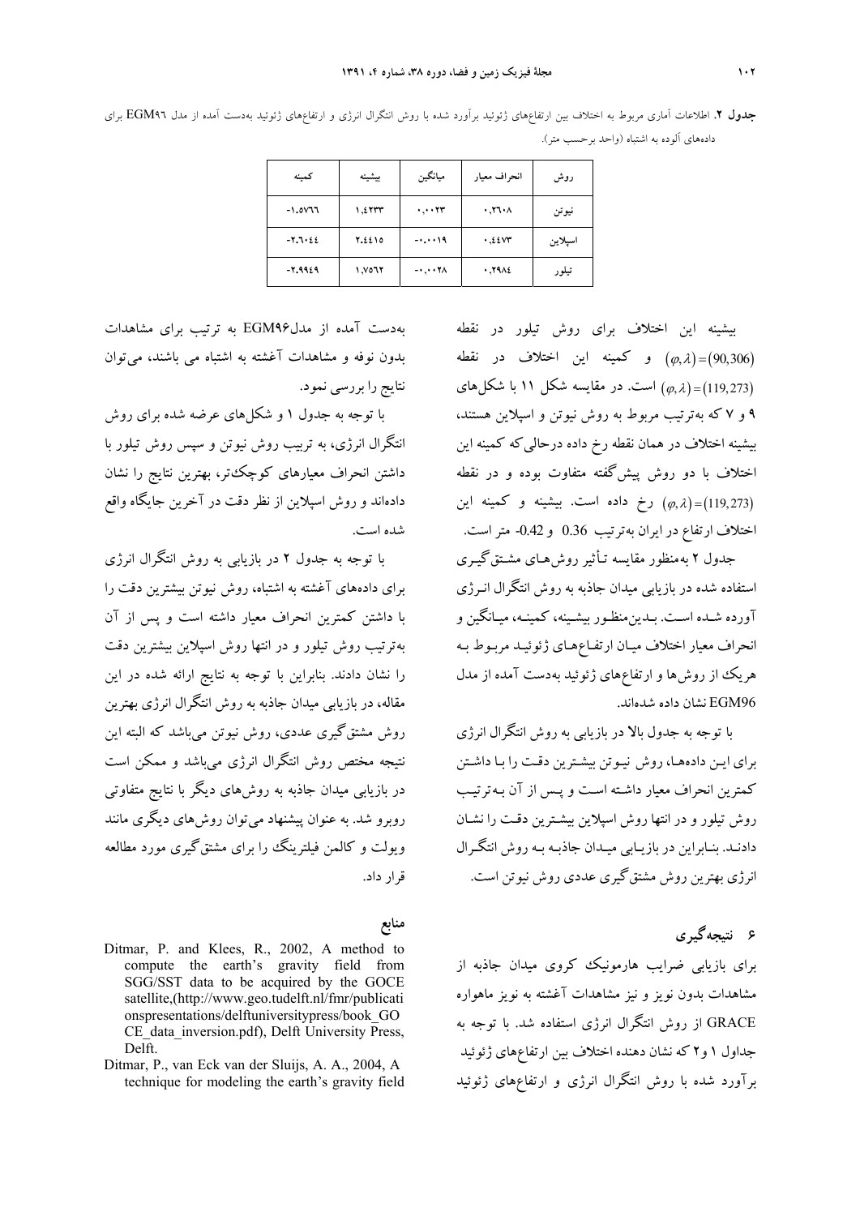**جدول ۲.** اطلاعات آماری مربوط به اختلاف بین ارتفاع‌های ژئوئید برآورد شده با روش انتگرال انرژی و ارتفاع‌های ژئوئید به‌دست آمده از مدل EGM۹۶ برای داده‌های آلوده به اشتباه (واحد برحسب متر).

| روش | انحراف معیار | میانگین | بیشینه | کمینه |
|---|---|---|---|---|
| نیوتن | ۰.۲۶۰۸ | ۰.۰۰۲۳ | ۱.۴۲۳۳ | -۱.۵۷۶۶ |
| اسپلاین | ۰.۴۴۷۳ | -۰.۰۰۱۹ | ۲.۴۴۱۵ | -۲.۶۰۴۴ |
| تیلور | ۰.۲۹۸۴ | -۰.۰۰۲۸ | ۱.۷۵۶۲ | -۲.۹۹۴۹ |

بیشینه این اختلاف برای روش تیلور در نقطه $(\varphi,\lambda)=(90,306)$ و کمینه این اختلاف در نقطه $(\varphi,\lambda)=(119,273)$ است. در مقایسه شکل ۱۱ با شکل‌های ۹ و ۷ که به‌ترتیب مربوط به روش نیوتن و اسپلاین هستند، بیشینه اختلاف در همان نقطه رخ داده درحالی‌که کمینه این اختلاف با دو روش پیش‌گفته متفاوت بوده و در نقطه $(\varphi,\lambda)=(119,273)$ رخ داده است. بیشینه و کمینه این اختلاف ارتفاع در ایران به‌ترتیب 0.36 و 0.42- متر است.

جدول ۲ به‌منظور مقایسه تأثیر روش‌های مشتق‌گیری استفاده شده در بازیابی میدان جاذبه به روش انتگرال انرژی آورده شده است. بدین‌منظور بیشینه، کمینه، میانگین و انحراف معیار اختلاف میان ارتفاع‌های ژئوئید مربوط به هریک از روش‌ها و ارتفاع‌های ژئوئید به‌دست آمده از مدل EGM96 نشان داده شده‌اند.

با توجه به جدول بالا در بازیابی به روش انتگرال انرژی برای این داده‌ها، روش نیوتن بیشترین دقت را با داشتن کمترین انحراف معیار داشته است و پس از آن به‌ترتیب روش تیلور و در انتها روش اسپلاین بیشترین دقت را نشان دادند. بنابراین در بازیابی میدان جاذبه به روش انتگرال انرژی بهترین روش مشتق‌گیری عددی روش نیوتن است.

## ۶ نتیجه‌گیری

برای بازیابی ضرایب هارمونیک کروی میدان جاذبه از مشاهدات بدون نویز و نیز مشاهدات آغشته به نویز ماهواره GRACE از روش انتگرال انرژی استفاده شد. با توجه به جداول ۱ و ۲ که نشان دهنده اختلاف بین ارتفاع‌های ژئوئید برآورد شده با روش انتگرال انرژی و ارتفاع‌های ژئوئید به‌دست آمده از مدل EGM۹۶ به ترتیب برای مشاهدات بدون نوفه و مشاهدات آغشته به اشتباه می باشند، می‌توان نتایج را بررسی نمود.

با توجه به جدول ۱ و شکل‌های عرضه شده برای روش انتگرال انرژی، به تربیب روش نیوتن و سپس روش تیلور با داشتن انحراف معیارهای کوچک‌تر، بهترین نتایج را نشان داده‌اند و روش اسپلاین از نظر دقت در آخرین جایگاه واقع شده است.

با توجه به جدول ۲ در بازیابی به روش انتگرال انرژی برای داده‌های آغشته به اشتباه، روش نیوتن بیشترین دقت را با داشتن کمترین انحراف معیار داشته است و پس از آن به‌ترتیب روش تیلور و در انتها روش اسپلاین بیشترین دقت را نشان دادند. بنابراین با توجه به نتایج ارائه شده در این مقاله، در بازیابی میدان جاذبه به روش انتگرال انرژی بهترین روش مشتق‌گیری عددی، روش نیوتن می‌باشد که البته این نتیجه مختص روش انتگرال انرژی می‌باشد و ممکن است در بازیابی میدان جاذبه به روش‌های دیگر با نتایج متفاوتی روبرو شد. به عنوان پیشنهاد می‌توان روش‌های دیگری مانند ویولت و کالمن فیلترینگ را برای مشتق‌گیری مورد مطالعه قرار داد.

## منابع

Ditmar, P. and Klees, R., 2002, A method to compute the earth's gravity field from SGG/SST data to be acquired by the GOCE satellite,(http://www.geo.tudelft.nl/fmr/publicationspresentations/delftuniversitypress/book_GOCE_data_inversion.pdf), Delft University Press, Delft.

Ditmar, P., van Eck van der Sluijs, A. A., 2004, A technique for modeling the earth's gravity field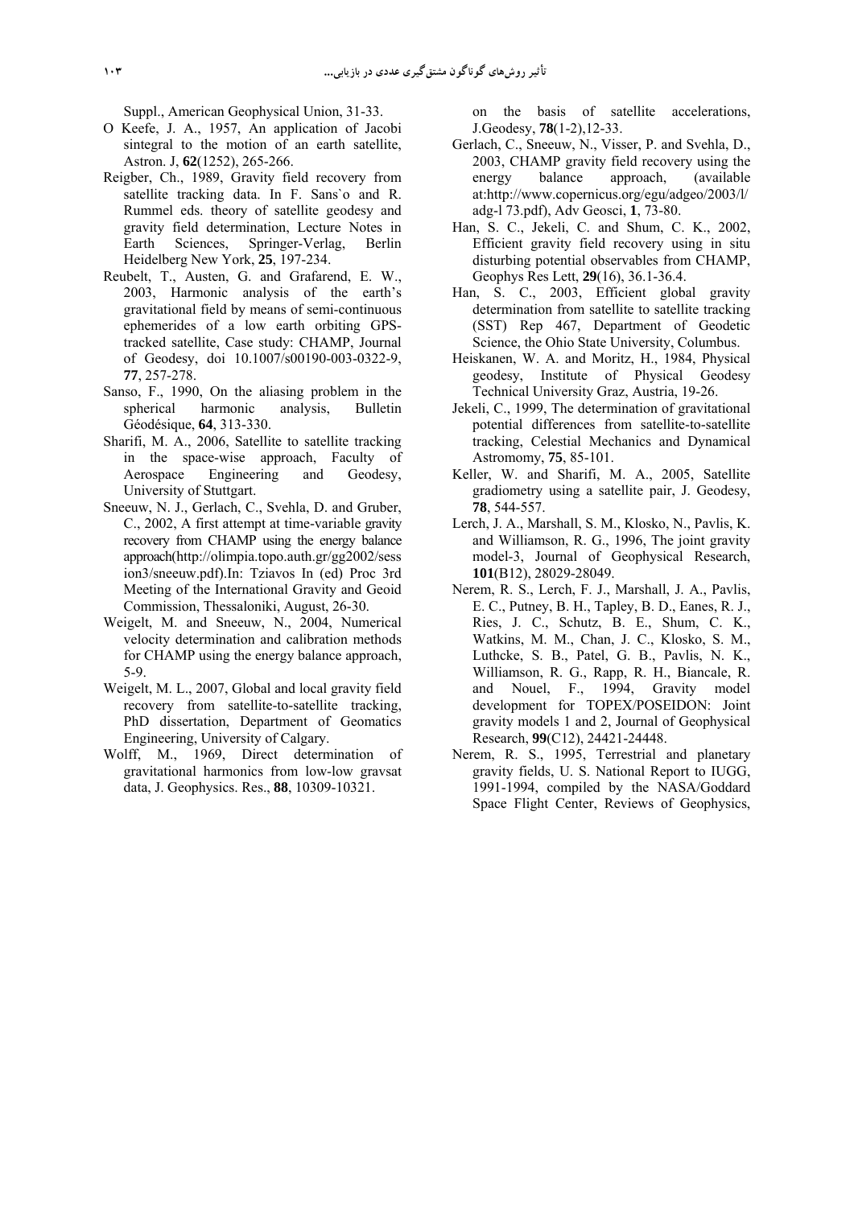Suppl., American Geophysical Union, 31-33.

O Keefe, J. A., 1957, An application of Jacobi sintegral to the motion of an earth satellite, Astron. J, **62**(1252), 265-266.

Reigber, Ch., 1989, Gravity field recovery from satellite tracking data. In F. Sans`o and R. Rummel eds. theory of satellite geodesy and gravity field determination, Lecture Notes in Earth Sciences, Springer-Verlag, Berlin Heidelberg New York, **25**, 197-234.

Reubelt, T., Austen, G. and Grafarend, E. W., 2003, Harmonic analysis of the earth's gravitational field by means of semi-continuous ephemerides of a low earth orbiting GPS-tracked satellite, Case study: CHAMP, Journal of Geodesy, doi 10.1007/s00190-003-0322-9, **77**, 257-278.

Sanso, F., 1990, On the aliasing problem in the spherical harmonic analysis, Bulletin Géodésique, **64**, 313-330.

Sharifi, M. A., 2006, Satellite to satellite tracking in the space-wise approach, Faculty of Aerospace Engineering and Geodesy, University of Stuttgart.

Sneeuw, N. J., Gerlach, C., Svehla, D. and Gruber, C., 2002, A first attempt at time-variable gravity recovery from CHAMP using the energy balance approach(http://olimpia.topo.auth.gr/gg2002/session3/sneeuw.pdf).In: Tziavos In (ed) Proc 3rd Meeting of the International Gravity and Geoid Commission, Thessaloniki, August, 26-30.

Weigelt, M. and Sneeuw, N., 2004, Numerical velocity determination and calibration methods for CHAMP using the energy balance approach, 5-9.

Weigelt, M. L., 2007, Global and local gravity field recovery from satellite-to-satellite tracking, PhD dissertation, Department of Geomatics Engineering, University of Calgary.

Wolff, M., 1969, Direct determination of gravitational harmonics from low-low gravsat data, J. Geophysics. Res., **88**, 10309-10321.

on the basis of satellite accelerations, J.Geodesy, **78**(1-2),12-33.

Gerlach, C., Sneeuw, N., Visser, P. and Svehla, D., 2003, CHAMP gravity field recovery using the energy balance approach, (available at:http://www.copernicus.org/egu/adgeo/2003/l/adg-l 73.pdf), Adv Geosci, **1**, 73-80.

Han, S. C., Jekeli, C. and Shum, C. K., 2002, Efficient gravity field recovery using in situ disturbing potential observables from CHAMP, Geophys Res Lett, **29**(16), 36.1-36.4.

Han, S. C., 2003, Efficient global gravity determination from satellite to satellite tracking (SST) Rep 467, Department of Geodetic Science, the Ohio State University, Columbus.

Heiskanen, W. A. and Moritz, H., 1984, Physical geodesy, Institute of Physical Geodesy Technical University Graz, Austria, 19-26.

Jekeli, C., 1999, The determination of gravitational potential differences from satellite-to-satellite tracking, Celestial Mechanics and Dynamical Astromomy, **75**, 85-101.

Keller, W. and Sharifi, M. A., 2005, Satellite gradiometry using a satellite pair, J. Geodesy, **78**, 544-557.

Lerch, J. A., Marshall, S. M., Klosko, N., Pavlis, K. and Williamson, R. G., 1996, The joint gravity model-3, Journal of Geophysical Research, **101**(B12), 28029-28049.

Nerem, R. S., Lerch, F. J., Marshall, J. A., Pavlis, E. C., Putney, B. H., Tapley, B. D., Eanes, R. J., Ries, J. C., Schutz, B. E., Shum, C. K., Watkins, M. M., Chan, J. C., Klosko, S. M., Luthcke, S. B., Patel, G. B., Pavlis, N. K., Williamson, R. G., Rapp, R. H., Biancale, R. and Nouel, F., 1994, Gravity model development for TOPEX/POSEIDON: Joint gravity models 1 and 2, Journal of Geophysical Research, **99**(C12), 24421-24448.

Nerem, R. S., 1995, Terrestrial and planetary gravity fields, U. S. National Report to IUGG, 1991-1994, compiled by the NASA/Goddard Space Flight Center, Reviews of Geophysics,